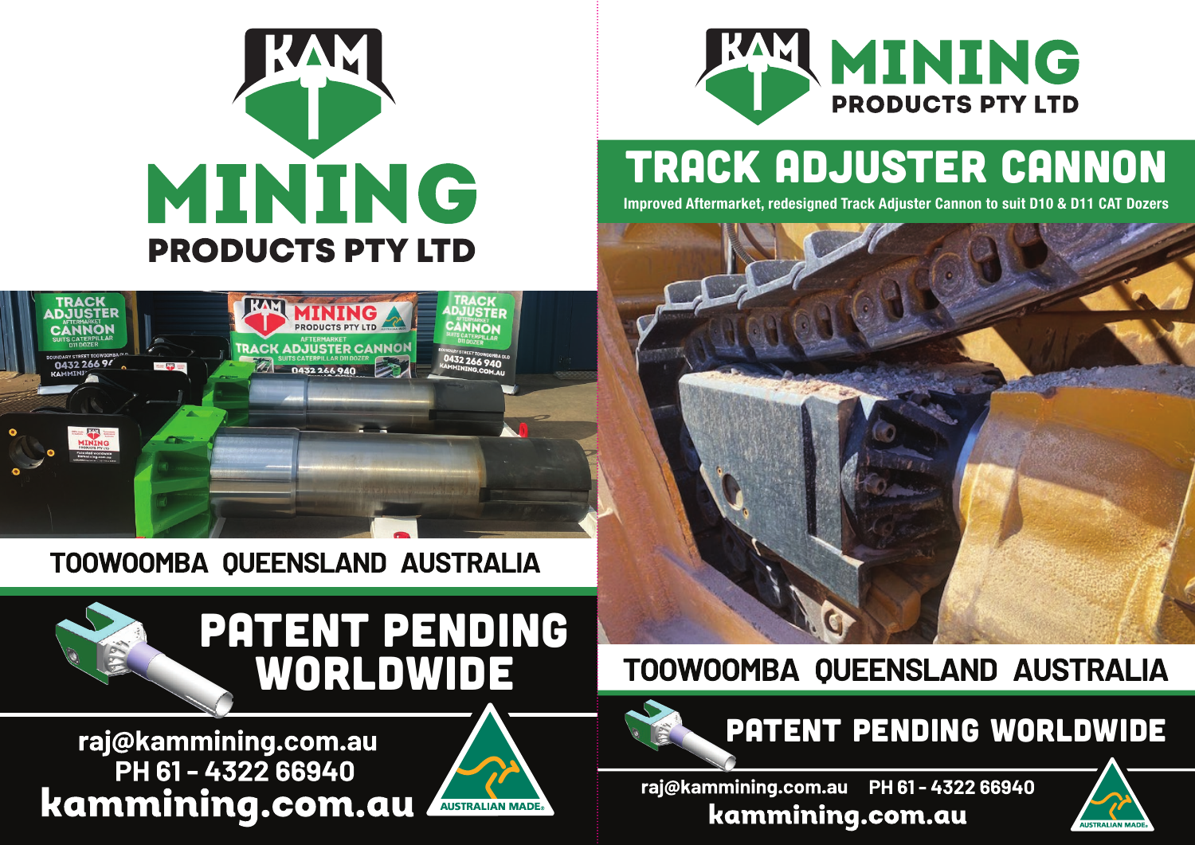# KAM MINING PRODUCTS PTY LTD

TOOWOOMBA QUEENSLAND AUSTRALIA

## PATENT PENDING WORLDWIDE

raj@kammining.com.au
PH 61 - 4322 66940
kammining.com.au

AUSTRALIAN MADE

---

# KAM MINING PRODUCTS PTY LTD

## TRACK ADJUSTER CANNON

**Improved Aftermarket, redesigned Track Adjuster Cannon to suit D10 & D11 CAT Dozers**

TOOWOOMBA QUEENSLAND AUSTRALIA

## PATENT PENDING WORLDWIDE

raj@kammining.com.au PH 61 - 4322 66940
kammining.com.au

AUSTRALIAN MADE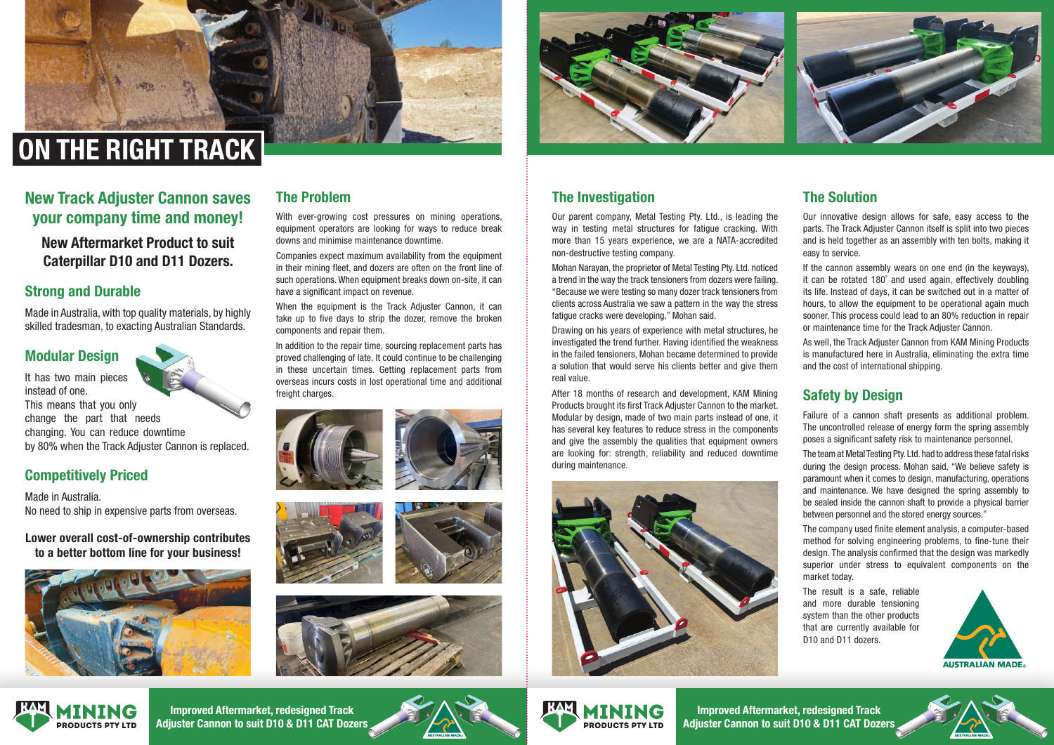# ON THE RIGHT TRACK

## New Track Adjuster Cannon saves your company time and money!

**New Aftermarket Product to suit Caterpillar D10 and D11 Dozers.**

### Strong and Durable

Made in Australia, with top quality materials, by highly skilled tradesman, to exacting Australian Standards.

### Modular Design

It has two main pieces instead of one.
This means that you only change the part that needs changing. You can reduce downtime by 80% when the Track Adjuster Cannon is replaced.

### Competitively Priced

Made in Australia.
No need to ship in expensive parts from overseas.

**Lower overall cost-of-ownership contributes to a better bottom line for your business!**

## The Problem

With ever-growing cost pressures on mining operations, equipment operators are looking for ways to reduce break downs and minimise maintenance downtime.

Companies expect maximum availability from the equipment in their mining fleet, and dozers are often on the front line of such operations. When equipment breaks down on-site, it can have a significant impact on revenue.

When the equipment is the Track Adjuster Cannon, it can take up to five days to strip the dozer, remove the broken components and repair them.

In addition to the repair time, sourcing replacement parts has proved challenging of late. It could continue to be challenging in these uncertain times. Getting replacement parts from overseas incurs costs in lost operational time and additional freight charges.

## The Investigation

Our parent company, Metal Testing Pty. Ltd., is leading the way in testing metal structures for fatigue cracking. With more than 15 years experience, we are a NATA-accredited non-destructive testing company.

Mohan Narayan, the proprietor of Metal Testing Pty. Ltd. noticed a trend in the way the track tensioners from dozers were failing. "Because we were testing so many dozer track tensioners from clients across Australia we saw a pattern in the way the stress fatigue cracks were developing," Mohan said.

Drawing on his years of experience with metal structures, he investigated the trend further. Having identified the weakness in the failed tensioners, Mohan became determined to provide a solution that would serve his clients better and give them real value.

After 18 months of research and development, KAM Mining Products brought its first Track Adjuster Cannon to the market. Modular by design, made of two main parts instead of one, it has several key features to reduce stress in the components and give the assembly the qualities that equipment owners are looking for: strength, reliability and reduced downtime during maintenance.

## The Solution

Our innovative design allows for safe, easy access to the parts. The Track Adjuster Cannon itself is split into two pieces and is held together as an assembly with ten bolts, making it easy to service.

If the cannon assembly wears on one end (in the keyways), it can be rotated 180° and used again, effectively doubling its life. Instead of days, it can be switched out in a matter of hours, to allow the equipment to be operational again much sooner. This process could lead to an 80% reduction in repair or maintenance time for the Track Adjuster Cannon.

As well, the Track Adjuster Cannon from KAM Mining Products is manufactured here in Australia, eliminating the extra time and the cost of international shipping.

## Safety by Design

Failure of a cannon shaft presents as additional problem. The uncontrolled release of energy form the spring assembly poses a significant safety risk to maintenance personnel.

The team at Metal Testing Pty. Ltd. had to address these fatal risks during the design process. Mohan said, "We believe safety is paramount when it comes to design, manufacturing, operations and maintenance. We have designed the spring assembly to be sealed inside the cannon shaft to provide a physical barrier between personnel and the stored energy sources."

The company used finite element analysis, a computer-based method for solving engineering problems, to fine-tune their design. The analysis confirmed that the design was markedly superior under stress to equivalent components on the market today.

The result is a safe, reliable and more durable tensioning system than the other products that are currently available for D10 and D11 dozers.

AUSTRALIAN MADE

KAM MINING PRODUCTS PTY LTD

**Improved Aftermarket, redesigned Track Adjuster Cannon to suit D10 & D11 CAT Dozers**